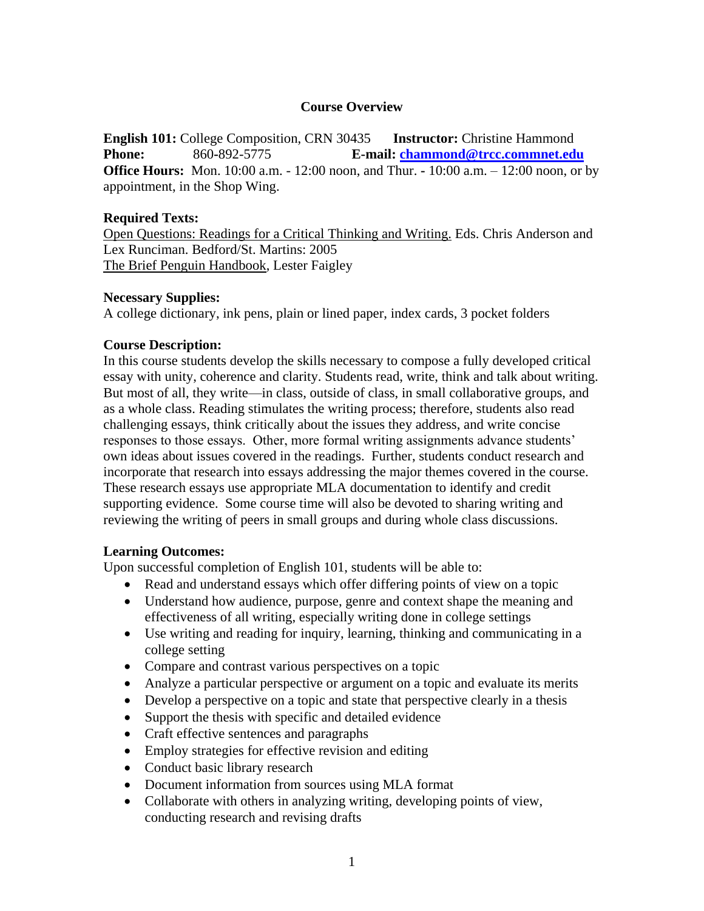# Course Overview

**English 101:** College Composition, CRN 30435 **Instructor:** Christine Hammond
**Phone:** 860-892-5775 **E-mail:** **chammond@trcc.commnet.edu**
**Office Hours:** Mon. 10:00 a.m. - 12:00 noon, and Thur. - 10:00 a.m. – 12:00 noon, or by appointment, in the Shop Wing.

**Required Texts:**
Open Questions: Readings for a Critical Thinking and Writing. Eds. Chris Anderson and Lex Runciman. Bedford/St. Martins: 2005
The Brief Penguin Handbook, Lester Faigley

**Necessary Supplies:**
A college dictionary, ink pens, plain or lined paper, index cards, 3 pocket folders

**Course Description:**
In this course students develop the skills necessary to compose a fully developed critical essay with unity, coherence and clarity. Students read, write, think and talk about writing. But most of all, they write—in class, outside of class, in small collaborative groups, and as a whole class. Reading stimulates the writing process; therefore, students also read challenging essays, think critically about the issues they address, and write concise responses to those essays. Other, more formal writing assignments advance students' own ideas about issues covered in the readings. Further, students conduct research and incorporate that research into essays addressing the major themes covered in the course. These research essays use appropriate MLA documentation to identify and credit supporting evidence. Some course time will also be devoted to sharing writing and reviewing the writing of peers in small groups and during whole class discussions.

**Learning Outcomes:**
Upon successful completion of English 101, students will be able to:

- Read and understand essays which offer differing points of view on a topic
- Understand how audience, purpose, genre and context shape the meaning and effectiveness of all writing, especially writing done in college settings
- Use writing and reading for inquiry, learning, thinking and communicating in a college setting
- Compare and contrast various perspectives on a topic
- Analyze a particular perspective or argument on a topic and evaluate its merits
- Develop a perspective on a topic and state that perspective clearly in a thesis
- Support the thesis with specific and detailed evidence
- Craft effective sentences and paragraphs
- Employ strategies for effective revision and editing
- Conduct basic library research
- Document information from sources using MLA format
- Collaborate with others in analyzing writing, developing points of view, conducting research and revising drafts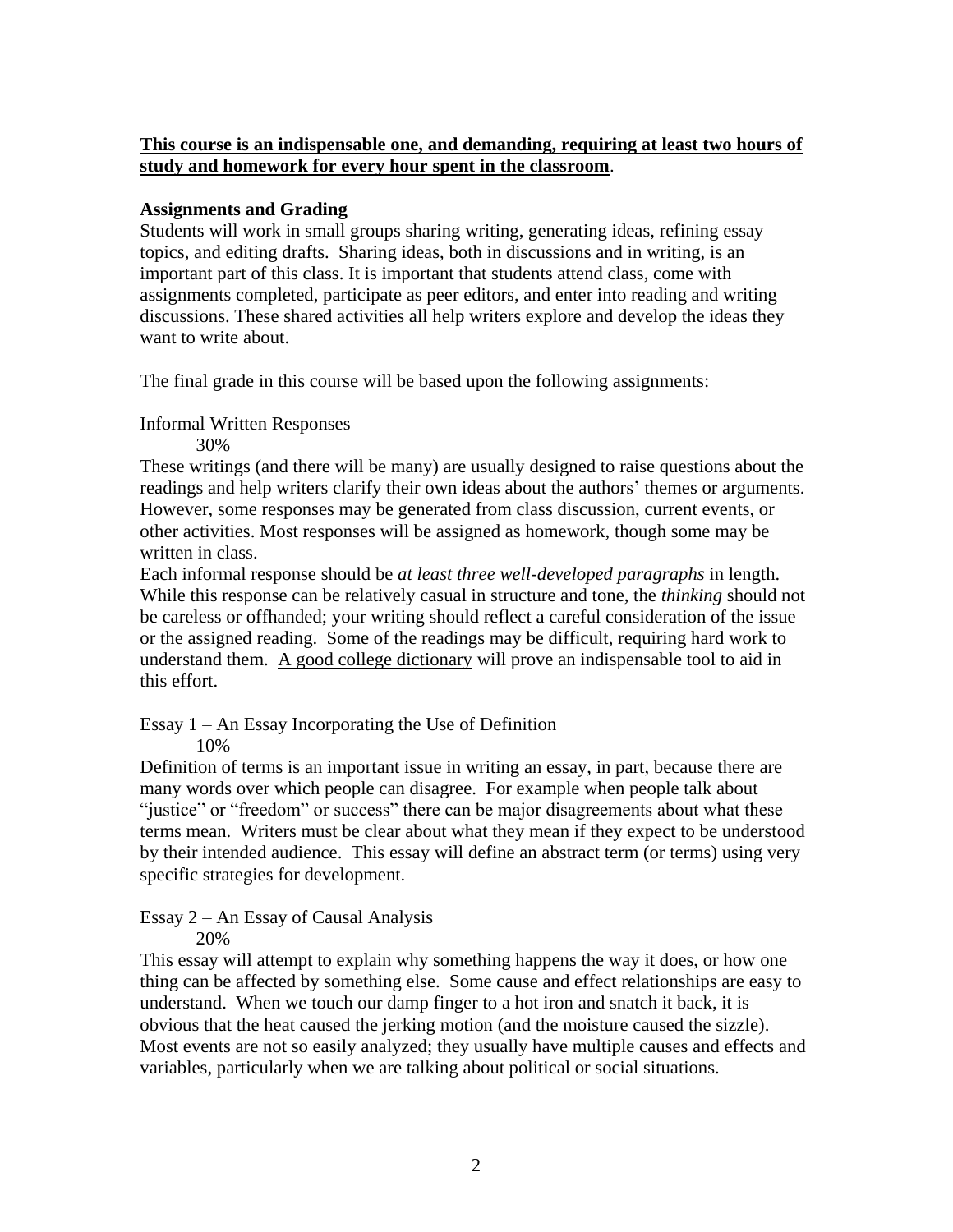**<u>This course is an indispensable one, and demanding, requiring at least two hours of study and homework for every hour spent in the classroom</u>**.

**Assignments and Grading**

Students will work in small groups sharing writing, generating ideas, refining essay topics, and editing drafts. Sharing ideas, both in discussions and in writing, is an important part of this class. It is important that students attend class, come with assignments completed, participate as peer editors, and enter into reading and writing discussions. These shared activities all help writers explore and develop the ideas they want to write about.

The final grade in this course will be based upon the following assignments:

Informal Written Responses
30%

These writings (and there will be many) are usually designed to raise questions about the readings and help writers clarify their own ideas about the authors' themes or arguments. However, some responses may be generated from class discussion, current events, or other activities. Most responses will be assigned as homework, though some may be written in class.

Each informal response should be *at least three well-developed paragraphs* in length. While this response can be relatively casual in structure and tone, the *thinking* should not be careless or offhanded; your writing should reflect a careful consideration of the issue or the assigned reading. Some of the readings may be difficult, requiring hard work to understand them. <u>A good college dictionary</u> will prove an indispensable tool to aid in this effort.

Essay 1 – An Essay Incorporating the Use of Definition
10%

Definition of terms is an important issue in writing an essay, in part, because there are many words over which people can disagree. For example when people talk about "justice" or "freedom" or success" there can be major disagreements about what these terms mean. Writers must be clear about what they mean if they expect to be understood by their intended audience. This essay will define an abstract term (or terms) using very specific strategies for development.

Essay 2 – An Essay of Causal Analysis
20%

This essay will attempt to explain why something happens the way it does, or how one thing can be affected by something else. Some cause and effect relationships are easy to understand. When we touch our damp finger to a hot iron and snatch it back, it is obvious that the heat caused the jerking motion (and the moisture caused the sizzle). Most events are not so easily analyzed; they usually have multiple causes and effects and variables, particularly when we are talking about political or social situations.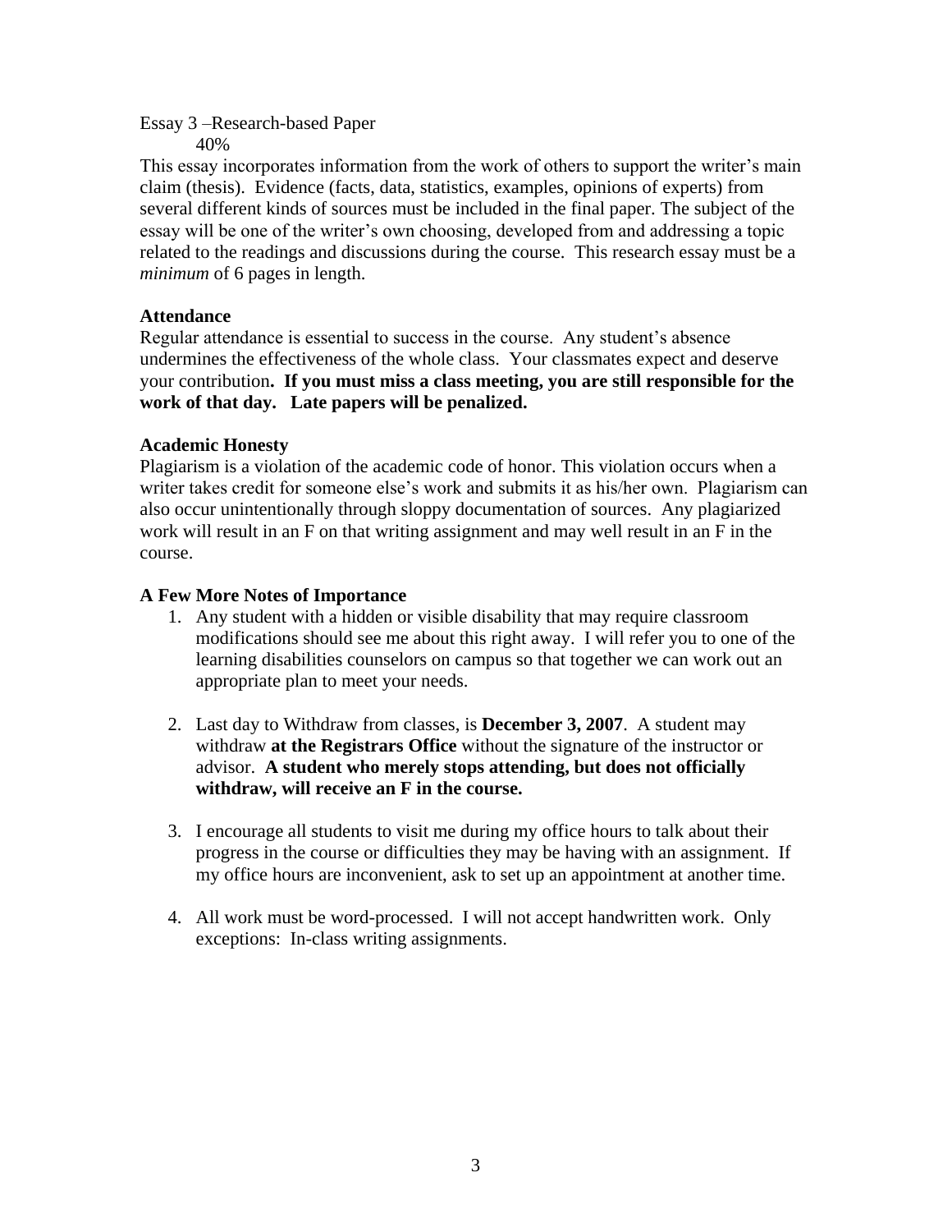Essay 3 –Research-based Paper
40%

This essay incorporates information from the work of others to support the writer's main claim (thesis). Evidence (facts, data, statistics, examples, opinions of experts) from several different kinds of sources must be included in the final paper. The subject of the essay will be one of the writer's own choosing, developed from and addressing a topic related to the readings and discussions during the course. This research essay must be a *minimum* of 6 pages in length.

**Attendance**

Regular attendance is essential to success in the course. Any student's absence undermines the effectiveness of the whole class. Your classmates expect and deserve your contribution**. If you must miss a class meeting, you are still responsible for the work of that day. Late papers will be penalized.**

**Academic Honesty**

Plagiarism is a violation of the academic code of honor. This violation occurs when a writer takes credit for someone else's work and submits it as his/her own. Plagiarism can also occur unintentionally through sloppy documentation of sources. Any plagiarized work will result in an F on that writing assignment and may well result in an F in the course.

**A Few More Notes of Importance**

1. Any student with a hidden or visible disability that may require classroom modifications should see me about this right away. I will refer you to one of the learning disabilities counselors on campus so that together we can work out an appropriate plan to meet your needs.

2. Last day to Withdraw from classes, is **December 3, 2007**. A student may withdraw **at the Registrars Office** without the signature of the instructor or advisor. **A student who merely stops attending, but does not officially withdraw, will receive an F in the course.**

3. I encourage all students to visit me during my office hours to talk about their progress in the course or difficulties they may be having with an assignment. If my office hours are inconvenient, ask to set up an appointment at another time.

4. All work must be word-processed. I will not accept handwritten work. Only exceptions: In-class writing assignments.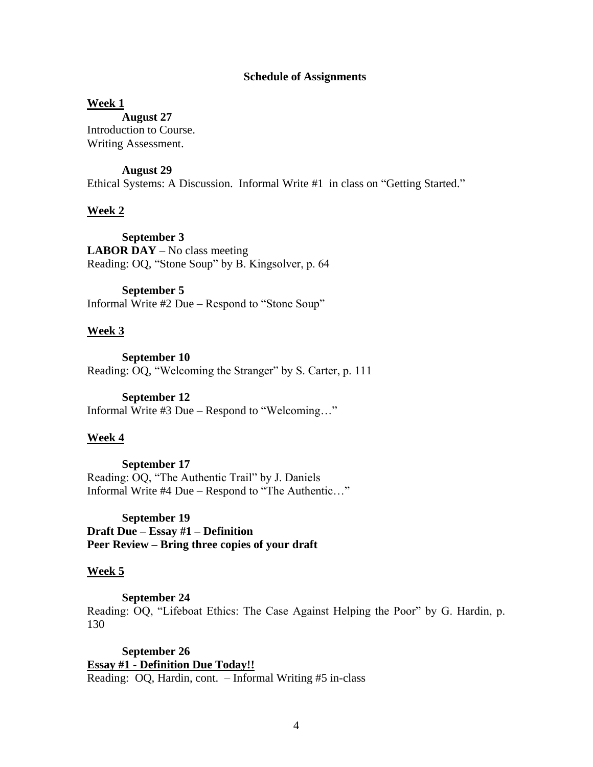## Schedule of Assignments

**<u>Week 1</u>**

**August 27**
Introduction to Course.
Writing Assessment.

**August 29**
Ethical Systems: A Discussion. Informal Write #1 in class on "Getting Started."

**<u>Week 2</u>**

**September 3**
**LABOR DAY** – No class meeting
Reading: OQ, "Stone Soup" by B. Kingsolver, p. 64

**September 5**
Informal Write #2 Due – Respond to "Stone Soup"

**<u>Week 3</u>**

**September 10**
Reading: OQ, "Welcoming the Stranger" by S. Carter, p. 111

**September 12**
Informal Write #3 Due – Respond to "Welcoming…"

**<u>Week 4</u>**

**September 17**
Reading: OQ, "The Authentic Trail" by J. Daniels
Informal Write #4 Due – Respond to "The Authentic…"

**September 19**
**Draft Due – Essay #1 – Definition**
**Peer Review – Bring three copies of your draft**

**<u>Week 5</u>**

**September 24**
Reading: OQ, "Lifeboat Ethics: The Case Against Helping the Poor" by G. Hardin, p. 130

**September 26**
**<u>Essay #1 - Definition Due Today!!</u>**
Reading: OQ, Hardin, cont. – Informal Writing #5 in-class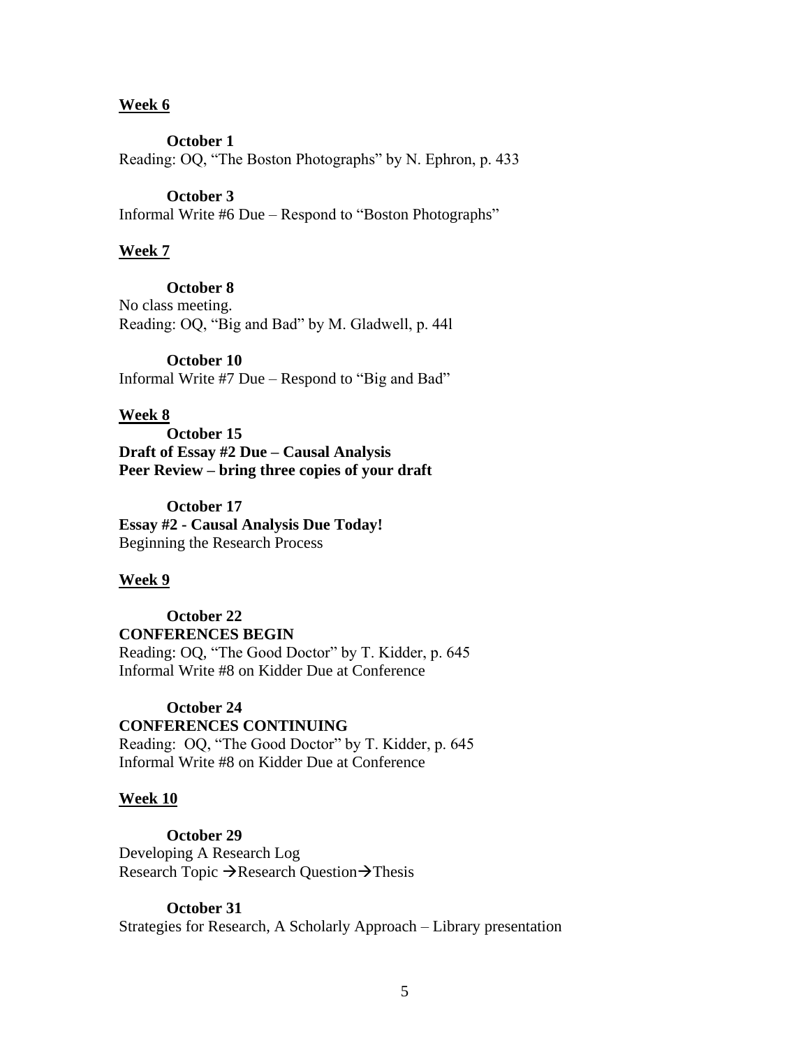**Week 6**

**October 1**
Reading: OQ, "The Boston Photographs" by N. Ephron, p. 433

**October 3**
Informal Write #6 Due – Respond to "Boston Photographs"

**Week 7**

**October 8**
No class meeting.
Reading: OQ, "Big and Bad" by M. Gladwell, p. 44l

**October 10**
Informal Write #7 Due – Respond to "Big and Bad"

**Week 8**

**October 15**
**Draft of Essay #2 Due – Causal Analysis**
**Peer Review – bring three copies of your draft**

**October 17**
**Essay #2 - Causal Analysis Due Today!**
Beginning the Research Process

**Week 9**

**October 22**
**CONFERENCES BEGIN**
Reading: OQ, "The Good Doctor" by T. Kidder, p. 645
Informal Write #8 on Kidder Due at Conference

**October 24**
**CONFERENCES CONTINUING**
Reading: OQ, "The Good Doctor" by T. Kidder, p. 645
Informal Write #8 on Kidder Due at Conference

**Week 10**

**October 29**
Developing A Research Log
Research Topic → Research Question → Thesis

**October 31**
Strategies for Research, A Scholarly Approach – Library presentation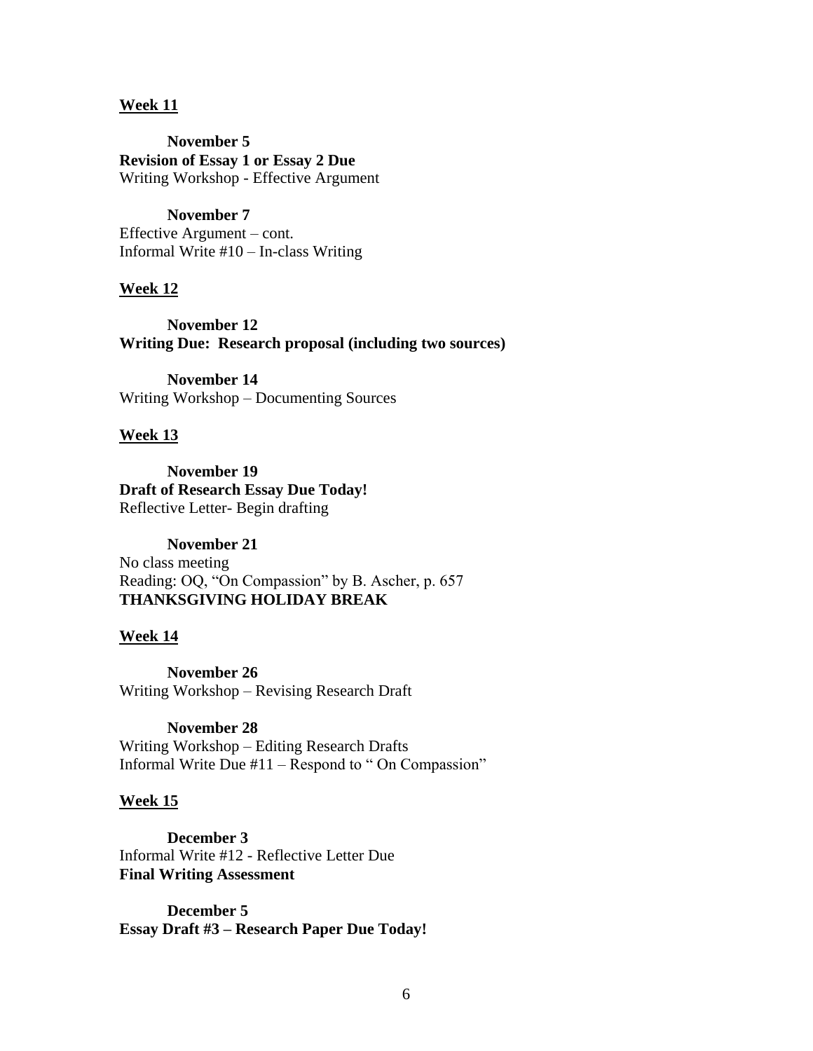## Week 11

**November 5**
**Revision of Essay 1 or Essay 2 Due**
Writing Workshop - Effective Argument

**November 7**
Effective Argument – cont.
Informal Write #10 – In-class Writing

## Week 12

**November 12**
**Writing Due: Research proposal (including two sources)**

**November 14**
Writing Workshop – Documenting Sources

## Week 13

**November 19**
**Draft of Research Essay Due Today!**
Reflective Letter- Begin drafting

**November 21**
No class meeting
Reading: OQ, "On Compassion" by B. Ascher, p. 657
**THANKSGIVING HOLIDAY BREAK**

## Week 14

**November 26**
Writing Workshop – Revising Research Draft

**November 28**
Writing Workshop – Editing Research Drafts
Informal Write Due #11 – Respond to " On Compassion"

## Week 15

**December 3**
Informal Write #12 - Reflective Letter Due
**Final Writing Assessment**

**December 5**
**Essay Draft #3 – Research Paper Due Today!**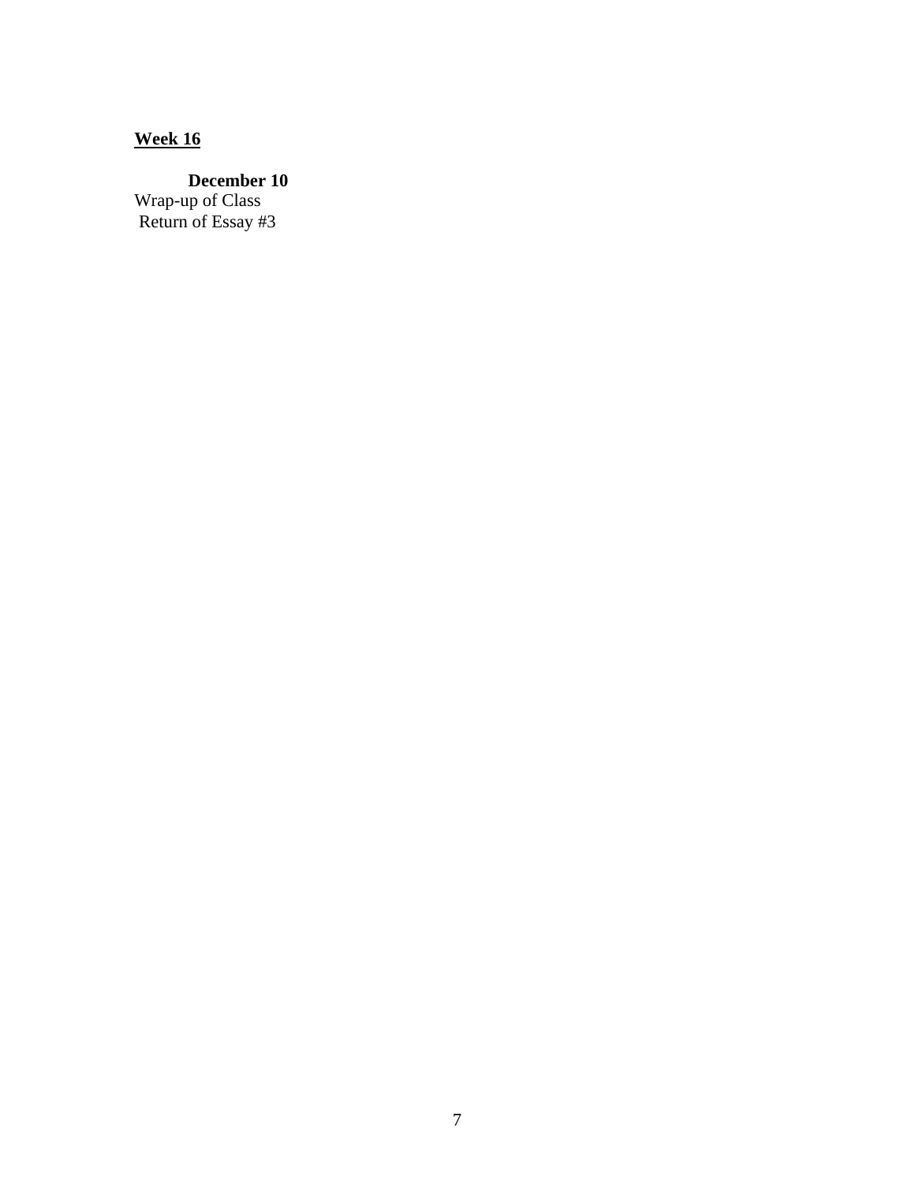**<u>Week 16</u>**

**December 10**

Wrap-up of Class

Return of Essay #3